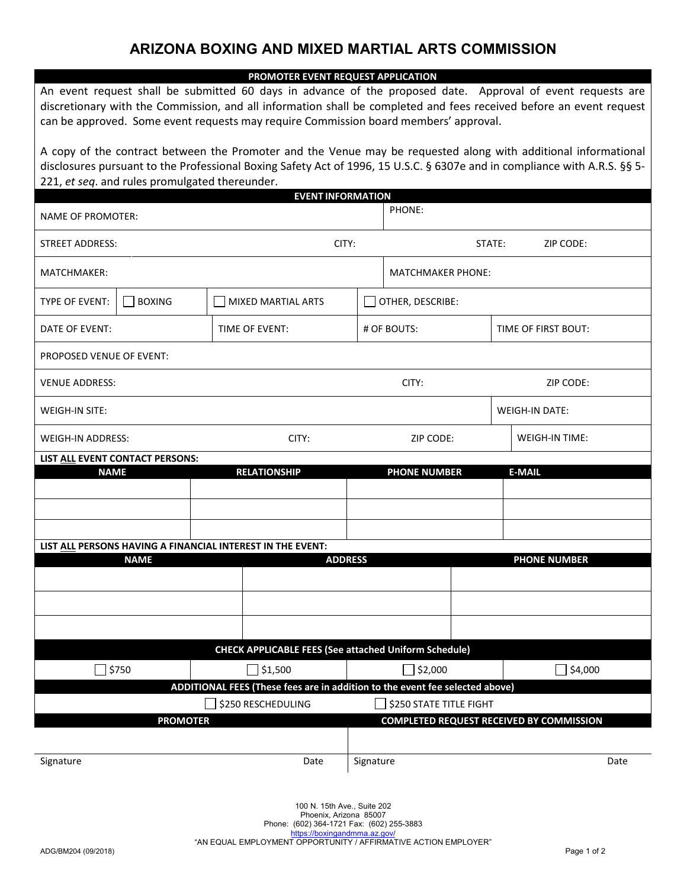# ARIZONA BOXING AND MIXED MARTIAL ARTS COMMISSION

## PROMOTER EVENT REQUEST APPLICATION

An event request shall be submitted 60 days in advance of the proposed date. Approval of event requests are discretionary with the Commission, and all information shall be completed and fees received before an event request can be approved. Some event requests may require Commission board members' approval.

A copy of the contract between the Promoter and the Venue may be requested along with additional informational disclosures pursuant to the Professional Boxing Safety Act of 1996, 15 U.S.C. § 6307e and in compliance with A.R.S. §§ 5-221, *et seq*. and rules promulgated thereunder.

## EVENT INFORMATION

| | | | |
|---|---|---|---|
| NAME OF PROMOTER: | | PHONE: | |
| STREET ADDRESS: | CITY: | STATE: | ZIP CODE: |
| MATCHMAKER: | | MATCHMAKER PHONE: | |
| TYPE OF EVENT: | ☐ BOXING | ☐ MIXED MARTIAL ARTS | ☐ OTHER, DESCRIBE: |
| DATE OF EVENT: | TIME OF EVENT: | # OF BOUTS: | TIME OF FIRST BOUT: |
| PROPOSED VENUE OF EVENT: | | | |
| VENUE ADDRESS: | | CITY: | ZIP CODE: |
| WEIGH-IN SITE: | | | WEIGH-IN DATE: |
| WEIGH-IN ADDRESS: | CITY: | ZIP CODE: | WEIGH-IN TIME: |

**LIST <u>ALL</u> EVENT CONTACT PERSONS:**

| NAME | RELATIONSHIP | PHONE NUMBER | E-MAIL |
|---|---|---|---|
| | | | |
| | | | |
| | | | |

**LIST <u>ALL</u> PERSONS HAVING A FINANCIAL INTEREST IN THE EVENT:**

| NAME | ADDRESS | PHONE NUMBER |
|---|---|---|
| | | |
| | | |
| | | |

**CHECK APPLICABLE FEES (See attached Uniform Schedule)**

| | | | |
|---|---|---|---|
| ☐ $750 | ☐ $1,500 | ☐ $2,000 | ☐ $4,000 |

**ADDITIONAL FEES (These fees are in addition to the event fee selected above)**

| | |
|---|---|
| ☐ $250 RESCHEDULING | ☐ $250 STATE TITLE FIGHT |

| PROMOTER | | COMPLETED REQUEST RECEIVED BY COMMISSION | |
|---|---|---|---|
| | | | |
| Signature | Date | Signature | Date |

100 N. 15th Ave., Suite 202
Phoenix, Arizona 85007
Phone: (602) 364-1721 Fax: (602) 255-3883
https://boxingandmma.az.gov/
"AN EQUAL EMPLOYMENT OPPORTUNITY / AFFIRMATIVE ACTION EMPLOYER"

ADG/BM204 (09/2018)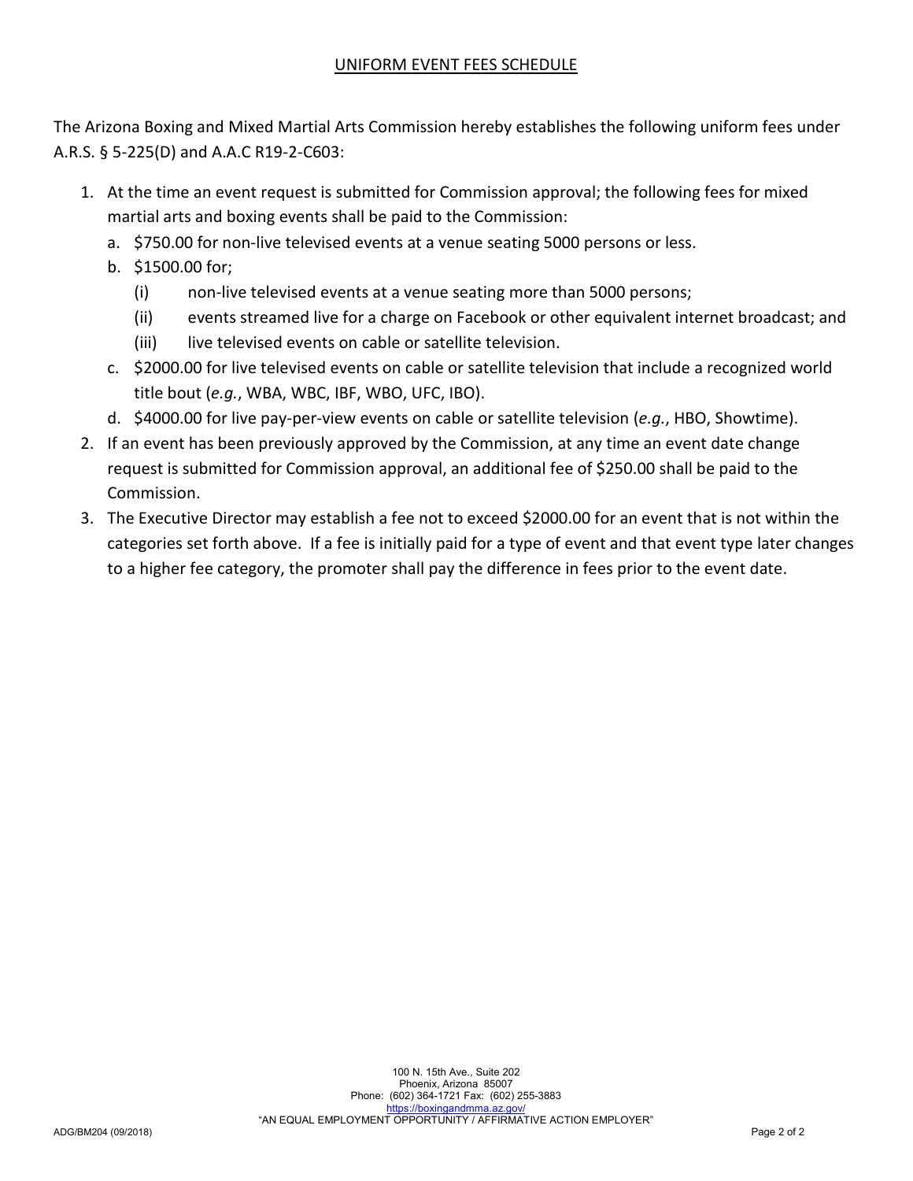## UNIFORM EVENT FEES SCHEDULE

The Arizona Boxing and Mixed Martial Arts Commission hereby establishes the following uniform fees under A.R.S. § 5-225(D) and A.A.C R19-2-C603:

1. At the time an event request is submitted for Commission approval; the following fees for mixed martial arts and boxing events shall be paid to the Commission:
   a. $750.00 for non-live televised events at a venue seating 5000 persons or less.
   b. $1500.00 for;
      (i) non-live televised events at a venue seating more than 5000 persons;
      (ii) events streamed live for a charge on Facebook or other equivalent internet broadcast; and
      (iii) live televised events on cable or satellite television.
   c. $2000.00 for live televised events on cable or satellite television that include a recognized world title bout (*e.g.*, WBA, WBC, IBF, WBO, UFC, IBO).
   d. $4000.00 for live pay-per-view events on cable or satellite television (*e.g.*, HBO, Showtime).
2. If an event has been previously approved by the Commission, at any time an event date change request is submitted for Commission approval, an additional fee of $250.00 shall be paid to the Commission.
3. The Executive Director may establish a fee not to exceed $2000.00 for an event that is not within the categories set forth above. If a fee is initially paid for a type of event and that event type later changes to a higher fee category, the promoter shall pay the difference in fees prior to the event date.

100 N. 15th Ave., Suite 202
Phoenix, Arizona 85007
Phone: (602) 364-1721 Fax: (602) 255-3883
https://boxingandmma.az.gov/
"AN EQUAL EMPLOYMENT OPPORTUNITY / AFFIRMATIVE ACTION EMPLOYER"

ADG/BM204 (09/2018)